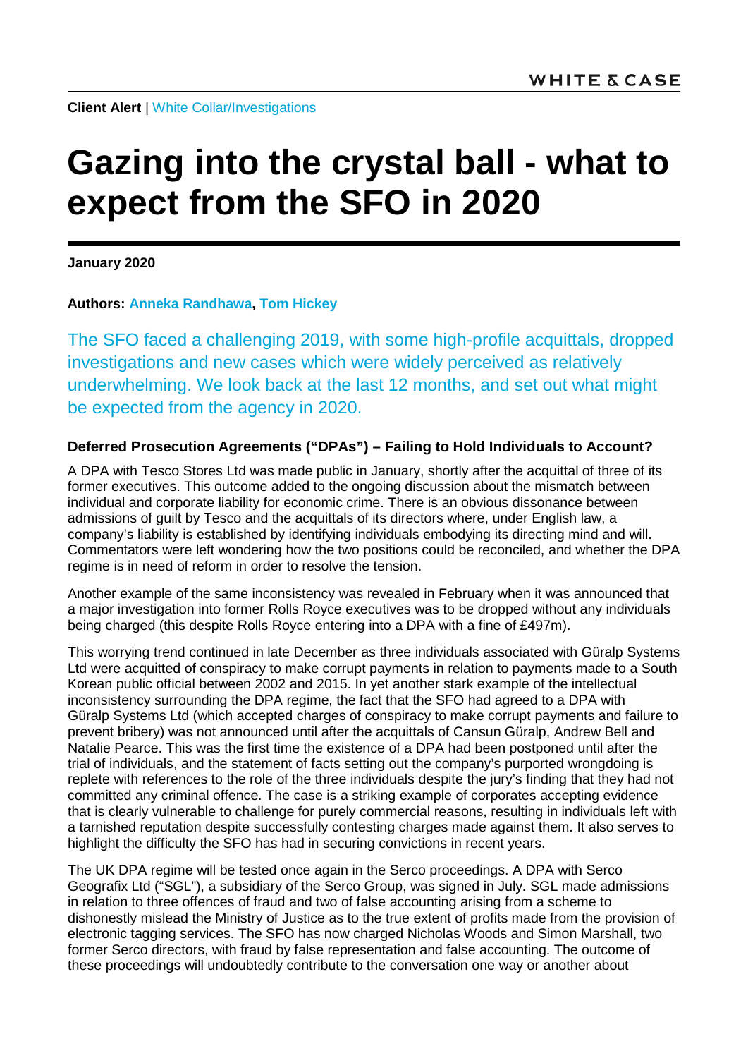**Client Alert** | White Collar/Investigations

# Gazing into the crystal ball - what to expect from the SFO in 2020

**January 2020**

**Authors: Anneka Randhawa, Tom Hickey**

The SFO faced a challenging 2019, with some high-profile acquittals, dropped investigations and new cases which were widely perceived as relatively underwhelming. We look back at the last 12 months, and set out what might be expected from the agency in 2020.

### Deferred Prosecution Agreements ("DPAs") – Failing to Hold Individuals to Account?

A DPA with Tesco Stores Ltd was made public in January, shortly after the acquittal of three of its former executives. This outcome added to the ongoing discussion about the mismatch between individual and corporate liability for economic crime. There is an obvious dissonance between admissions of guilt by Tesco and the acquittals of its directors where, under English law, a company's liability is established by identifying individuals embodying its directing mind and will. Commentators were left wondering how the two positions could be reconciled, and whether the DPA regime is in need of reform in order to resolve the tension.

Another example of the same inconsistency was revealed in February when it was announced that a major investigation into former Rolls Royce executives was to be dropped without any individuals being charged (this despite Rolls Royce entering into a DPA with a fine of £497m).

This worrying trend continued in late December as three individuals associated with Güralp Systems Ltd were acquitted of conspiracy to make corrupt payments in relation to payments made to a South Korean public official between 2002 and 2015. In yet another stark example of the intellectual inconsistency surrounding the DPA regime, the fact that the SFO had agreed to a DPA with Güralp Systems Ltd (which accepted charges of conspiracy to make corrupt payments and failure to prevent bribery) was not announced until after the acquittals of Cansun Güralp, Andrew Bell and Natalie Pearce. This was the first time the existence of a DPA had been postponed until after the trial of individuals, and the statement of facts setting out the company's purported wrongdoing is replete with references to the role of the three individuals despite the jury's finding that they had not committed any criminal offence. The case is a striking example of corporates accepting evidence that is clearly vulnerable to challenge for purely commercial reasons, resulting in individuals left with a tarnished reputation despite successfully contesting charges made against them. It also serves to highlight the difficulty the SFO has had in securing convictions in recent years.

The UK DPA regime will be tested once again in the Serco proceedings. A DPA with Serco Geografix Ltd ("SGL"), a subsidiary of the Serco Group, was signed in July. SGL made admissions in relation to three offences of fraud and two of false accounting arising from a scheme to dishonestly mislead the Ministry of Justice as to the true extent of profits made from the provision of electronic tagging services. The SFO has now charged Nicholas Woods and Simon Marshall, two former Serco directors, with fraud by false representation and false accounting. The outcome of these proceedings will undoubtedly contribute to the conversation one way or another about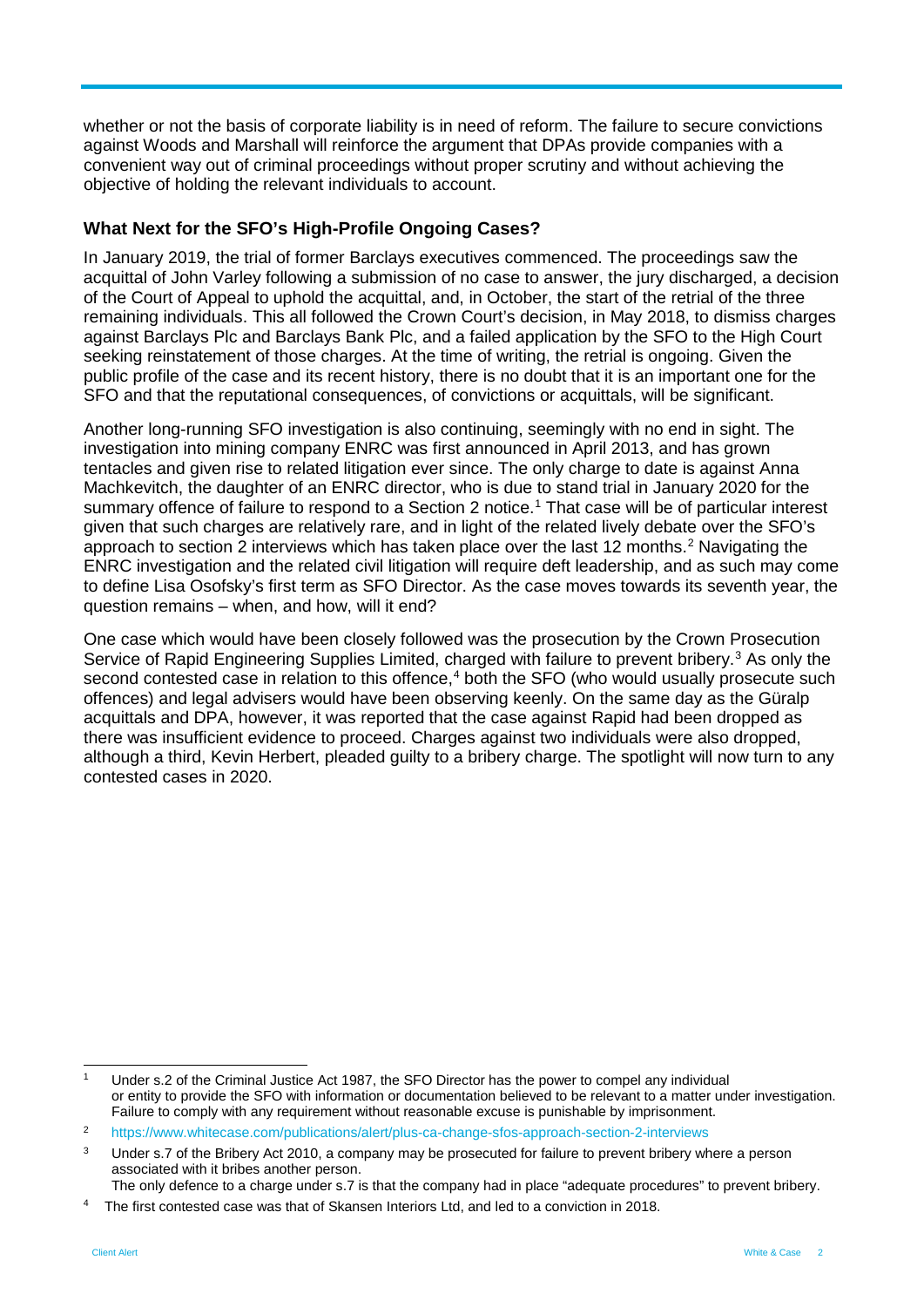whether or not the basis of corporate liability is in need of reform. The failure to secure convictions against Woods and Marshall will reinforce the argument that DPAs provide companies with a convenient way out of criminal proceedings without proper scrutiny and without achieving the objective of holding the relevant individuals to account.

## What Next for the SFO's High-Profile Ongoing Cases?

In January 2019, the trial of former Barclays executives commenced. The proceedings saw the acquittal of John Varley following a submission of no case to answer, the jury discharged, a decision of the Court of Appeal to uphold the acquittal, and, in October, the start of the retrial of the three remaining individuals. This all followed the Crown Court's decision, in May 2018, to dismiss charges against Barclays Plc and Barclays Bank Plc, and a failed application by the SFO to the High Court seeking reinstatement of those charges. At the time of writing, the retrial is ongoing. Given the public profile of the case and its recent history, there is no doubt that it is an important one for the SFO and that the reputational consequences, of convictions or acquittals, will be significant.

Another long-running SFO investigation is also continuing, seemingly with no end in sight. The investigation into mining company ENRC was first announced in April 2013, and has grown tentacles and given rise to related litigation ever since. The only charge to date is against Anna Machkevitch, the daughter of an ENRC director, who is due to stand trial in January 2020 for the summary offence of failure to respond to a Section 2 notice.[1] That case will be of particular interest given that such charges are relatively rare, and in light of the related lively debate over the SFO's approach to section 2 interviews which has taken place over the last 12 months.[2] Navigating the ENRC investigation and the related civil litigation will require deft leadership, and as such may come to define Lisa Osofsky's first term as SFO Director. As the case moves towards its seventh year, the question remains – when, and how, will it end?

One case which would have been closely followed was the prosecution by the Crown Prosecution Service of Rapid Engineering Supplies Limited, charged with failure to prevent bribery.[3] As only the second contested case in relation to this offence,[4] both the SFO (who would usually prosecute such offences) and legal advisers would have been observing keenly. On the same day as the Güralp acquittals and DPA, however, it was reported that the case against Rapid had been dropped as there was insufficient evidence to proceed. Charges against two individuals were also dropped, although a third, Kevin Herbert, pleaded guilty to a bribery charge. The spotlight will now turn to any contested cases in 2020.

---

[1] Under s.2 of the Criminal Justice Act 1987, the SFO Director has the power to compel any individual or entity to provide the SFO with information or documentation believed to be relevant to a matter under investigation. Failure to comply with any requirement without reasonable excuse is punishable by imprisonment.

[2] https://www.whitecase.com/publications/alert/plus-ca-change-sfos-approach-section-2-interviews

[3] Under s.7 of the Bribery Act 2010, a company may be prosecuted for failure to prevent bribery where a person associated with it bribes another person.
The only defence to a charge under s.7 is that the company had in place "adequate procedures" to prevent bribery.

[4] The first contested case was that of Skansen Interiors Ltd, and led to a conviction in 2018.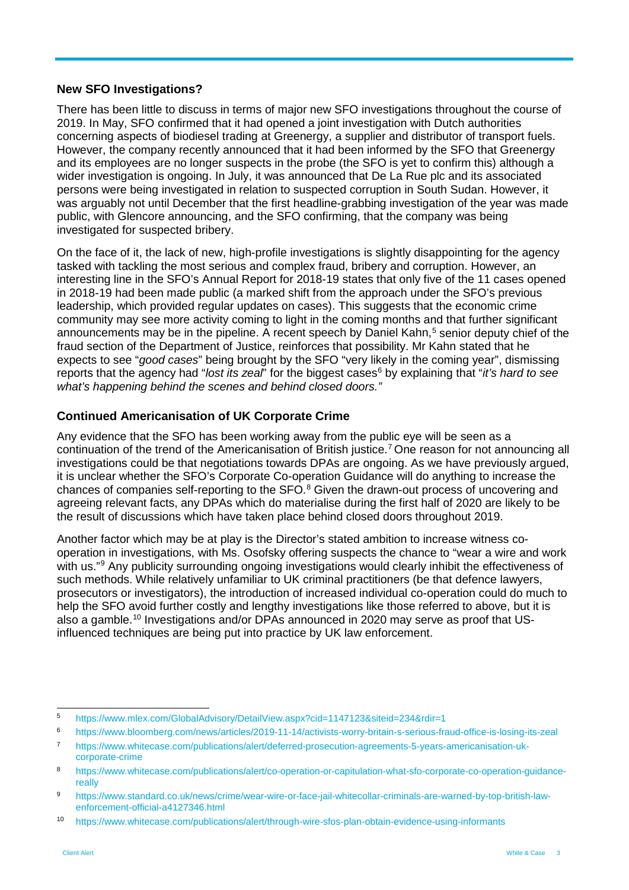## New SFO Investigations?

There has been little to discuss in terms of major new SFO investigations throughout the course of 2019. In May, SFO confirmed that it had opened a joint investigation with Dutch authorities concerning aspects of biodiesel trading at Greenergy, a supplier and distributor of transport fuels. However, the company recently announced that it had been informed by the SFO that Greenergy and its employees are no longer suspects in the probe (the SFO is yet to confirm this) although a wider investigation is ongoing. In July, it was announced that De La Rue plc and its associated persons were being investigated in relation to suspected corruption in South Sudan. However, it was arguably not until December that the first headline-grabbing investigation of the year was made public, with Glencore announcing, and the SFO confirming, that the company was being investigated for suspected bribery.

On the face of it, the lack of new, high-profile investigations is slightly disappointing for the agency tasked with tackling the most serious and complex fraud, bribery and corruption. However, an interesting line in the SFO's Annual Report for 2018-19 states that only five of the 11 cases opened in 2018-19 had been made public (a marked shift from the approach under the SFO's previous leadership, which provided regular updates on cases). This suggests that the economic crime community may see more activity coming to light in the coming months and that further significant announcements may be in the pipeline. A recent speech by Daniel Kahn,[5] senior deputy chief of the fraud section of the Department of Justice, reinforces that possibility. Mr Kahn stated that he expects to see "*good cases*" being brought by the SFO "very likely in the coming year", dismissing reports that the agency had "*lost its zeal*" for the biggest cases[6] by explaining that "*it's hard to see what's happening behind the scenes and behind closed doors."*

## Continued Americanisation of UK Corporate Crime

Any evidence that the SFO has been working away from the public eye will be seen as a continuation of the trend of the Americanisation of British justice.[7] One reason for not announcing all investigations could be that negotiations towards DPAs are ongoing. As we have previously argued, it is unclear whether the SFO's Corporate Co-operation Guidance will do anything to increase the chances of companies self-reporting to the SFO.[8] Given the drawn-out process of uncovering and agreeing relevant facts, any DPAs which do materialise during the first half of 2020 are likely to be the result of discussions which have taken place behind closed doors throughout 2019.

Another factor which may be at play is the Director's stated ambition to increase witness co-operation in investigations, with Ms. Osofsky offering suspects the chance to "wear a wire and work with us."[9] Any publicity surrounding ongoing investigations would clearly inhibit the effectiveness of such methods. While relatively unfamiliar to UK criminal practitioners (be that defence lawyers, prosecutors or investigators), the introduction of increased individual co-operation could do much to help the SFO avoid further costly and lengthy investigations like those referred to above, but it is also a gamble.[10] Investigations and/or DPAs announced in 2020 may serve as proof that US-influenced techniques are being put into practice by UK law enforcement.

---

[5] https://www.mlex.com/GlobalAdvisory/DetailView.aspx?cid=1147123&siteid=234&rdir=1

[6] https://www.bloomberg.com/news/articles/2019-11-14/activists-worry-britain-s-serious-fraud-office-is-losing-its-zeal

[7] https://www.whitecase.com/publications/alert/deferred-prosecution-agreements-5-years-americanisation-uk-corporate-crime

[8] https://www.whitecase.com/publications/alert/co-operation-or-capitulation-what-sfo-corporate-co-operation-guidance-really

[9] https://www.standard.co.uk/news/crime/wear-wire-or-face-jail-whitecollar-criminals-are-warned-by-top-british-law-enforcement-official-a4127346.html

[10] https://www.whitecase.com/publications/alert/through-wire-sfos-plan-obtain-evidence-using-informants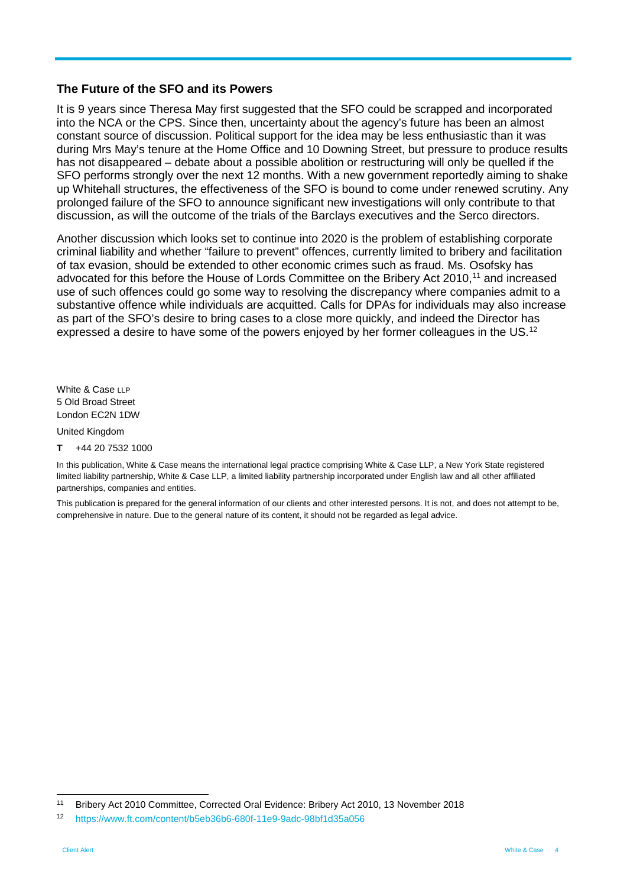## The Future of the SFO and its Powers

It is 9 years since Theresa May first suggested that the SFO could be scrapped and incorporated into the NCA or the CPS. Since then, uncertainty about the agency's future has been an almost constant source of discussion. Political support for the idea may be less enthusiastic than it was during Mrs May's tenure at the Home Office and 10 Downing Street, but pressure to produce results has not disappeared – debate about a possible abolition or restructuring will only be quelled if the SFO performs strongly over the next 12 months. With a new government reportedly aiming to shake up Whitehall structures, the effectiveness of the SFO is bound to come under renewed scrutiny. Any prolonged failure of the SFO to announce significant new investigations will only contribute to that discussion, as will the outcome of the trials of the Barclays executives and the Serco directors.

Another discussion which looks set to continue into 2020 is the problem of establishing corporate criminal liability and whether "failure to prevent" offences, currently limited to bribery and facilitation of tax evasion, should be extended to other economic crimes such as fraud. Ms. Osofsky has advocated for this before the House of Lords Committee on the Bribery Act 2010,[11] and increased use of such offences could go some way to resolving the discrepancy where companies admit to a substantive offence while individuals are acquitted. Calls for DPAs for individuals may also increase as part of the SFO's desire to bring cases to a close more quickly, and indeed the Director has expressed a desire to have some of the powers enjoyed by her former colleagues in the US.[12]

White & Case LLP
5 Old Broad Street
London EC2N 1DW

United Kingdom

**T** +44 20 7532 1000

In this publication, White & Case means the international legal practice comprising White & Case LLP, a New York State registered limited liability partnership, White & Case LLP, a limited liability partnership incorporated under English law and all other affiliated partnerships, companies and entities.

This publication is prepared for the general information of our clients and other interested persons. It is not, and does not attempt to be, comprehensive in nature. Due to the general nature of its content, it should not be regarded as legal advice.

---

[11] Bribery Act 2010 Committee, Corrected Oral Evidence: Bribery Act 2010, 13 November 2018

[12] https://www.ft.com/content/b5eb36b6-680f-11e9-9adc-98bf1d35a056